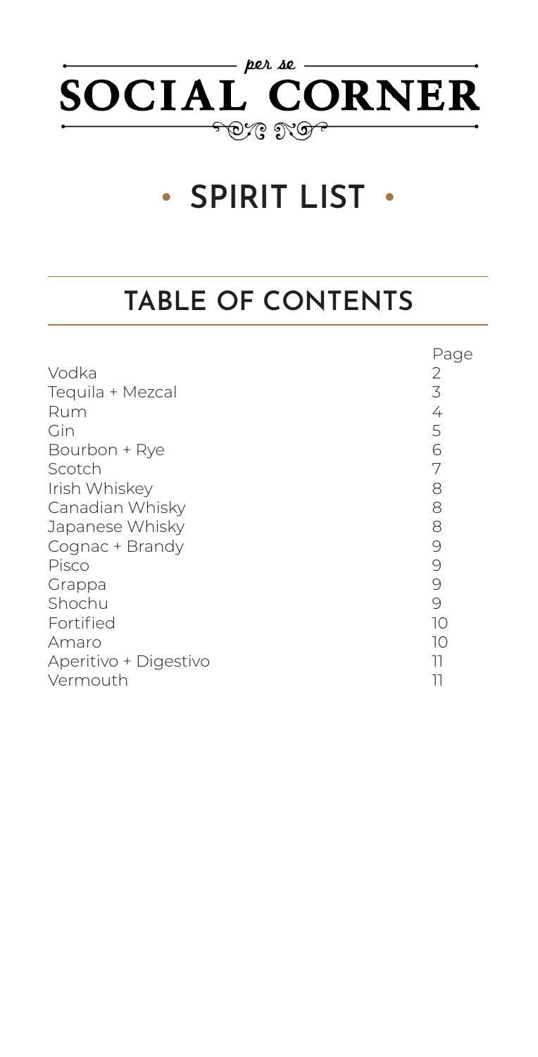*per se*

# SOCIAL CORNER

## • SPIRIT LIST •

## TABLE OF CONTENTS

| | Page |
|---|---|
| Vodka | 2 |
| Tequila + Mezcal | 3 |
| Rum | 4 |
| Gin | 5 |
| Bourbon + Rye | 6 |
| Scotch | 7 |
| Irish Whiskey | 8 |
| Canadian Whisky | 8 |
| Japanese Whisky | 8 |
| Cognac + Brandy | 9 |
| Pisco | 9 |
| Grappa | 9 |
| Shochu | 9 |
| Fortified | 10 |
| Amaro | 10 |
| Aperitivo + Digestivo | 11 |
| Vermouth | 11 |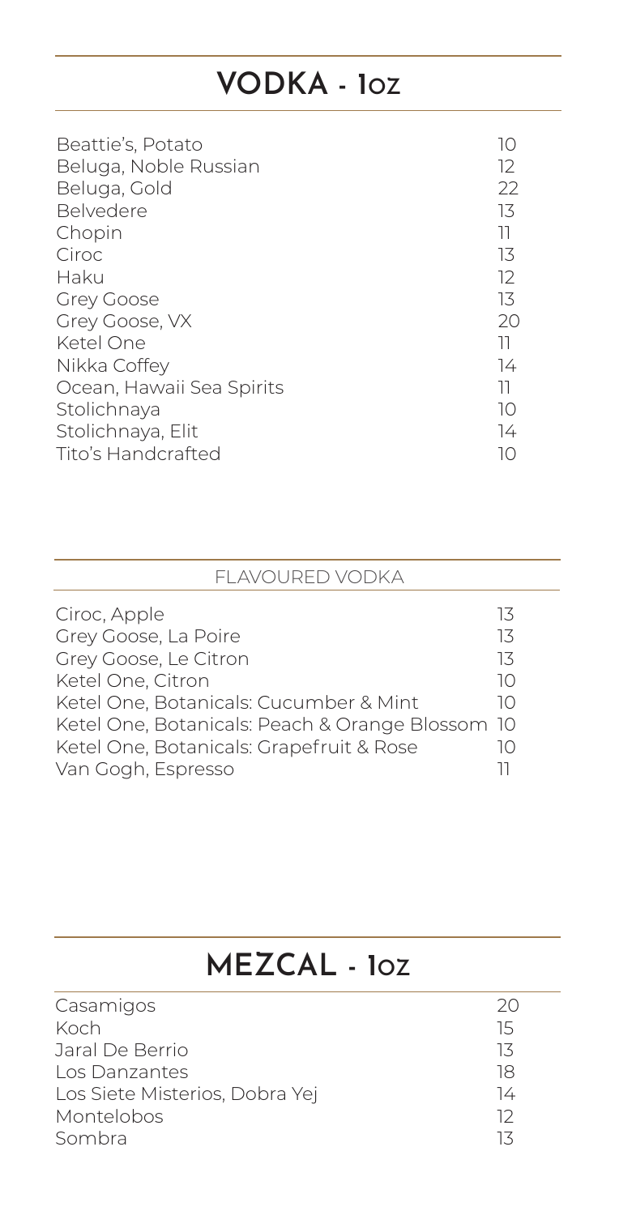## VODKA - 1oz

| | |
|---|---|
| Beattie's, Potato | 10 |
| Beluga, Noble Russian | 12 |
| Beluga, Gold | 22 |
| Belvedere | 13 |
| Chopin | 11 |
| Ciroc | 13 |
| Haku | 12 |
| Grey Goose | 13 |
| Grey Goose, VX | 20 |
| Ketel One | 11 |
| Nikka Coffey | 14 |
| Ocean, Hawaii Sea Spirits | 11 |
| Stolichnaya | 10 |
| Stolichnaya, Elit | 14 |
| Tito's Handcrafted | 10 |

### FLAVOURED VODKA

| | |
|---|---|
| Ciroc, Apple | 13 |
| Grey Goose, La Poire | 13 |
| Grey Goose, Le Citron | 13 |
| Ketel One, Citron | 10 |
| Ketel One, Botanicals: Cucumber & Mint | 10 |
| Ketel One, Botanicals: Peach & Orange Blossom | 10 |
| Ketel One, Botanicals: Grapefruit & Rose | 10 |
| Van Gogh, Espresso | 11 |

## MEZCAL - 1oz

| | |
|---|---|
| Casamigos | 20 |
| Koch | 15 |
| Jaral De Berrio | 13 |
| Los Danzantes | 18 |
| Los Siete Misterios, Dobra Yej | 14 |
| Montelobos | 12 |
| Sombra | 13 |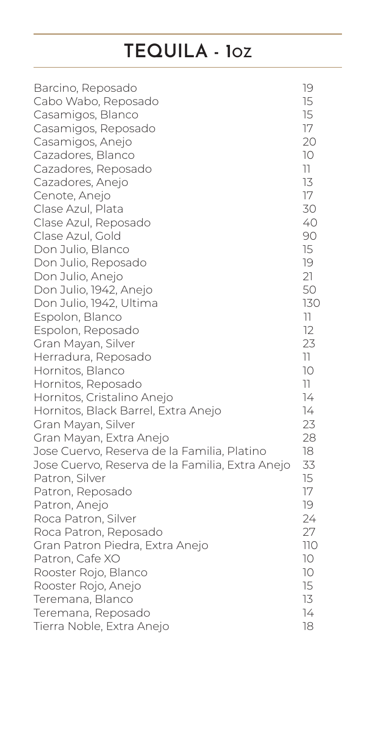# TEQUILA - 1oz

| | |
|---|---|
| Barcino, Reposado | 19 |
| Cabo Wabo, Reposado | 15 |
| Casamigos, Blanco | 15 |
| Casamigos, Reposado | 17 |
| Casamigos, Anejo | 20 |
| Cazadores, Blanco | 10 |
| Cazadores, Reposado | 11 |
| Cazadores, Anejo | 13 |
| Cenote, Anejo | 17 |
| Clase Azul, Plata | 30 |
| Clase Azul, Reposado | 40 |
| Clase Azul, Gold | 90 |
| Don Julio, Blanco | 15 |
| Don Julio, Reposado | 19 |
| Don Julio, Anejo | 21 |
| Don Julio, 1942, Anejo | 50 |
| Don Julio, 1942, Ultima | 130 |
| Espolon, Blanco | 11 |
| Espolon, Reposado | 12 |
| Gran Mayan, Silver | 23 |
| Herradura, Reposado | 11 |
| Hornitos, Blanco | 10 |
| Hornitos, Reposado | 11 |
| Hornitos, Cristalino Anejo | 14 |
| Hornitos, Black Barrel, Extra Anejo | 14 |
| Gran Mayan, Silver | 23 |
| Gran Mayan, Extra Anejo | 28 |
| Jose Cuervo, Reserva de la Familia, Platino | 18 |
| Jose Cuervo, Reserva de la Familia, Extra Anejo | 33 |
| Patron, Silver | 15 |
| Patron, Reposado | 17 |
| Patron, Anejo | 19 |
| Roca Patron, Silver | 24 |
| Roca Patron, Reposado | 27 |
| Gran Patron Piedra, Extra Anejo | 110 |
| Patron, Cafe XO | 10 |
| Rooster Rojo, Blanco | 10 |
| Rooster Rojo, Anejo | 15 |
| Teremana, Blanco | 13 |
| Teremana, Reposado | 14 |
| Tierra Noble, Extra Anejo | 18 |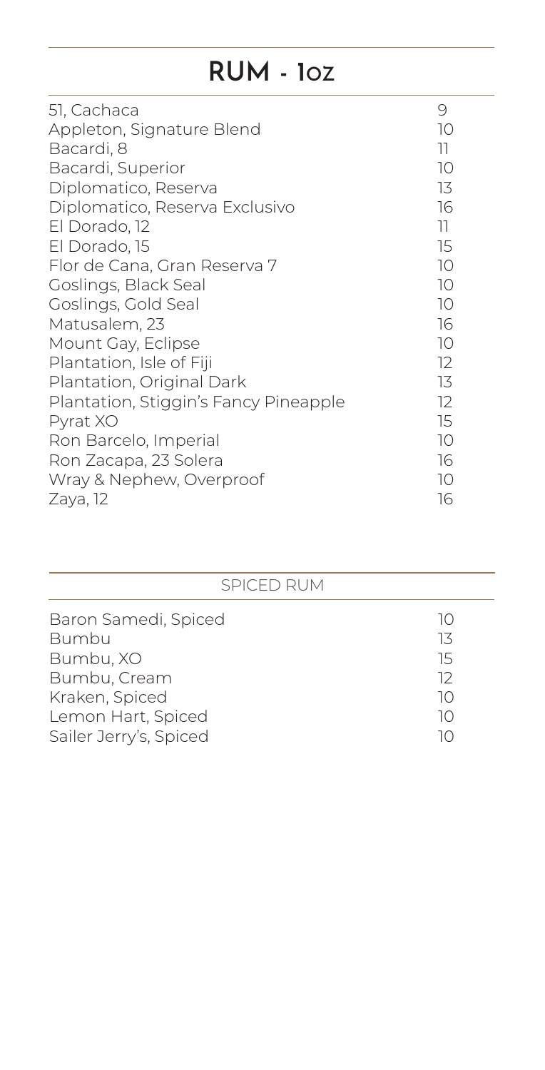# RUM - 1oz

| | |
|---|---|
| 51, Cachaca | 9 |
| Appleton, Signature Blend | 10 |
| Bacardi, 8 | 11 |
| Bacardi, Superior | 10 |
| Diplomatico, Reserva | 13 |
| Diplomatico, Reserva Exclusivo | 16 |
| El Dorado, 12 | 11 |
| El Dorado, 15 | 15 |
| Flor de Cana, Gran Reserva 7 | 10 |
| Goslings, Black Seal | 10 |
| Goslings, Gold Seal | 10 |
| Matusalem, 23 | 16 |
| Mount Gay, Eclipse | 10 |
| Plantation, Isle of Fiji | 12 |
| Plantation, Original Dark | 13 |
| Plantation, Stiggin's Fancy Pineapple | 12 |
| Pyrat XO | 15 |
| Ron Barcelo, Imperial | 10 |
| Ron Zacapa, 23 Solera | 16 |
| Wray & Nephew, Overproof | 10 |
| Zaya, 12 | 16 |

## SPICED RUM

| | |
|---|---|
| Baron Samedi, Spiced | 10 |
| Bumbu | 13 |
| Bumbu, XO | 15 |
| Bumbu, Cream | 12 |
| Kraken, Spiced | 10 |
| Lemon Hart, Spiced | 10 |
| Sailer Jerry's, Spiced | 10 |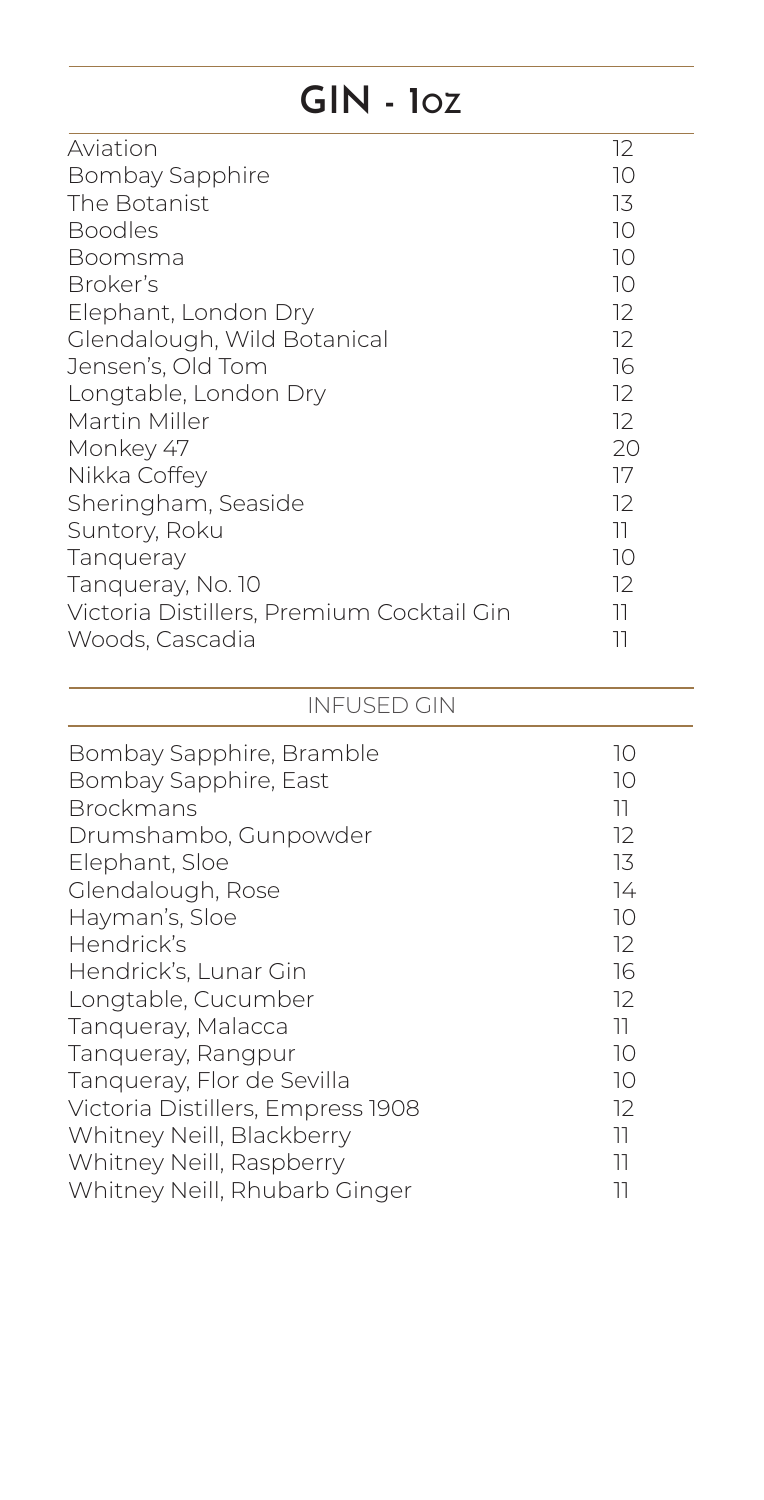# GIN - 1oz

| | |
|---|---|
| Aviation | 12 |
| Bombay Sapphire | 10 |
| The Botanist | 13 |
| Boodles | 10 |
| Boomsma | 10 |
| Broker's | 10 |
| Elephant, London Dry | 12 |
| Glendalough, Wild Botanical | 12 |
| Jensen's, Old Tom | 16 |
| Longtable, London Dry | 12 |
| Martin Miller | 12 |
| Monkey 47 | 20 |
| Nikka Coffey | 17 |
| Sheringham, Seaside | 12 |
| Suntory, Roku | 11 |
| Tanqueray | 10 |
| Tanqueray, No. 10 | 12 |
| Victoria Distillers, Premium Cocktail Gin | 11 |
| Woods, Cascadia | 11 |

## INFUSED GIN

| | |
|---|---|
| Bombay Sapphire, Bramble | 10 |
| Bombay Sapphire, East | 10 |
| Brockmans | 11 |
| Drumshambo, Gunpowder | 12 |
| Elephant, Sloe | 13 |
| Glendalough, Rose | 14 |
| Hayman's, Sloe | 10 |
| Hendrick's | 12 |
| Hendrick's, Lunar Gin | 16 |
| Longtable, Cucumber | 12 |
| Tanqueray, Malacca | 11 |
| Tanqueray, Rangpur | 10 |
| Tanqueray, Flor de Sevilla | 10 |
| Victoria Distillers, Empress 1908 | 12 |
| Whitney Neill, Blackberry | 11 |
| Whitney Neill, Raspberry | 11 |
| Whitney Neill, Rhubarb Ginger | 11 |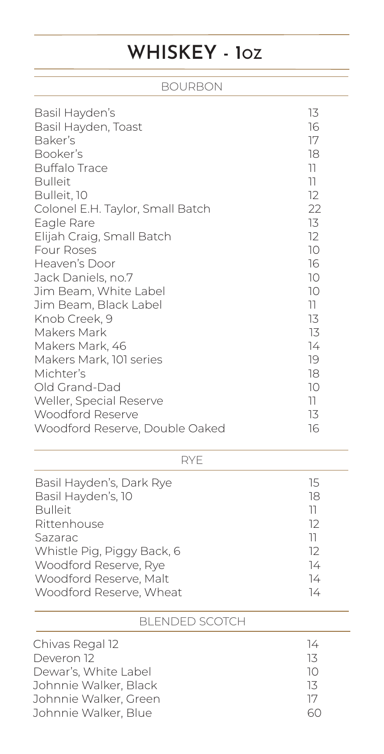# WHISKEY - 1oz

## BOURBON

| | |
|---|---|
| Basil Hayden's | 13 |
| Basil Hayden, Toast | 16 |
| Baker's | 17 |
| Booker's | 18 |
| Buffalo Trace | 11 |
| Bulleit | 11 |
| Bulleit, 10 | 12 |
| Colonel E.H. Taylor, Small Batch | 22 |
| Eagle Rare | 13 |
| Elijah Craig, Small Batch | 12 |
| Four Roses | 10 |
| Heaven's Door | 16 |
| Jack Daniels, no.7 | 10 |
| Jim Beam, White Label | 10 |
| Jim Beam, Black Label | 11 |
| Knob Creek, 9 | 13 |
| Makers Mark | 13 |
| Makers Mark, 46 | 14 |
| Makers Mark, 101 series | 19 |
| Michter's | 18 |
| Old Grand-Dad | 10 |
| Weller, Special Reserve | 11 |
| Woodford Reserve | 13 |
| Woodford Reserve, Double Oaked | 16 |

## RYE

| | |
|---|---|
| Basil Hayden's, Dark Rye | 15 |
| Basil Hayden's, 10 | 18 |
| Bulleit | 11 |
| Rittenhouse | 12 |
| Sazarac | 11 |
| Whistle Pig, Piggy Back, 6 | 12 |
| Woodford Reserve, Rye | 14 |
| Woodford Reserve, Malt | 14 |
| Woodford Reserve, Wheat | 14 |

## BLENDED SCOTCH

| | |
|---|---|
| Chivas Regal 12 | 14 |
| Deveron 12 | 13 |
| Dewar's, White Label | 10 |
| Johnnie Walker, Black | 13 |
| Johnnie Walker, Green | 17 |
| Johnnie Walker, Blue | 60 |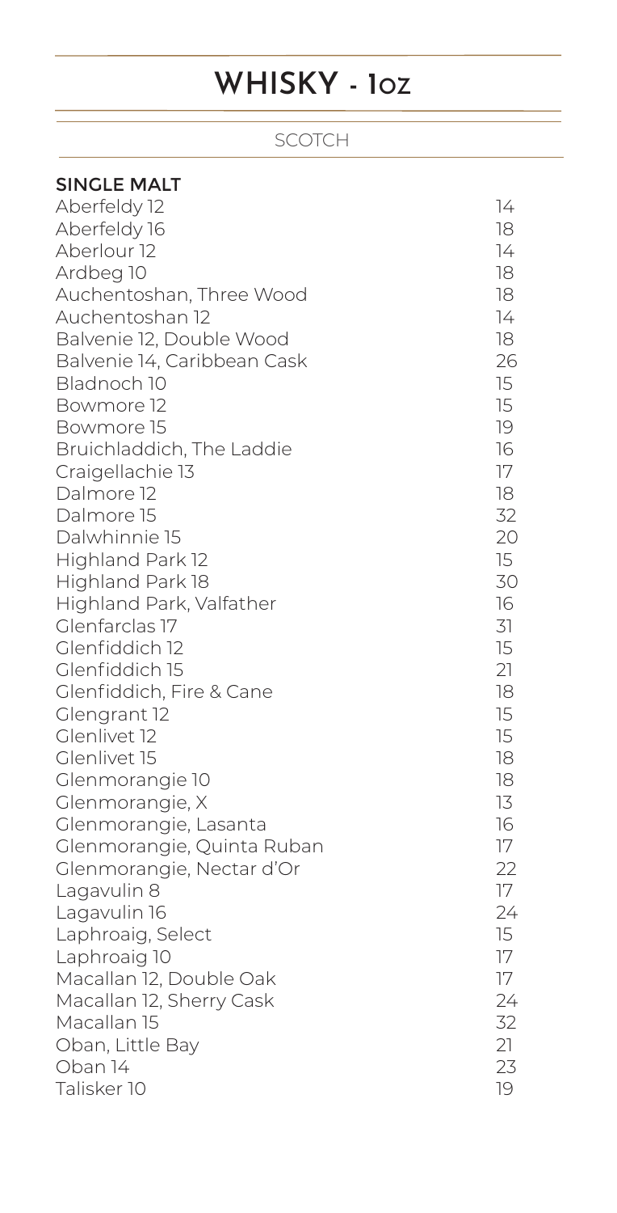# WHISKY - 1oz

## SCOTCH

### SINGLE MALT

| | |
|---|---|
| Aberfeldy 12 | 14 |
| Aberfeldy 16 | 18 |
| Aberlour 12 | 14 |
| Ardbeg 10 | 18 |
| Auchentoshan, Three Wood | 18 |
| Auchentoshan 12 | 14 |
| Balvenie 12, Double Wood | 18 |
| Balvenie 14, Caribbean Cask | 26 |
| Bladnoch 10 | 15 |
| Bowmore 12 | 15 |
| Bowmore 15 | 19 |
| Bruichladdich, The Laddie | 16 |
| Craigellachie 13 | 17 |
| Dalmore 12 | 18 |
| Dalmore 15 | 32 |
| Dalwhinnie 15 | 20 |
| Highland Park 12 | 15 |
| Highland Park 18 | 30 |
| Highland Park, Valfather | 16 |
| Glenfarclas 17 | 31 |
| Glenfiddich 12 | 15 |
| Glenfiddich 15 | 21 |
| Glenfiddich, Fire & Cane | 18 |
| Glengrant 12 | 15 |
| Glenlivet 12 | 15 |
| Glenlivet 15 | 18 |
| Glenmorangie 10 | 18 |
| Glenmorangie, X | 13 |
| Glenmorangie, Lasanta | 16 |
| Glenmorangie, Quinta Ruban | 17 |
| Glenmorangie, Nectar d'Or | 22 |
| Lagavulin 8 | 17 |
| Lagavulin 16 | 24 |
| Laphroaig, Select | 15 |
| Laphroaig 10 | 17 |
| Macallan 12, Double Oak | 17 |
| Macallan 12, Sherry Cask | 24 |
| Macallan 15 | 32 |
| Oban, Little Bay | 21 |
| Oban 14 | 23 |
| Talisker 10 | 19 |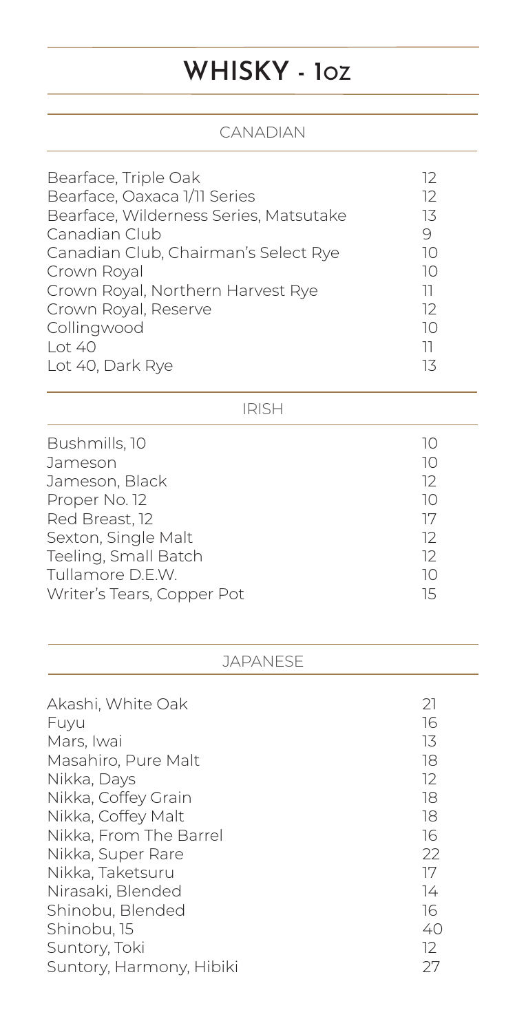# WHISKY - 1oz

## CANADIAN

| Item | Price |
|---|---|
| Bearface, Triple Oak | 12 |
| Bearface, Oaxaca 1/11 Series | 12 |
| Bearface, Wilderness Series, Matsutake | 13 |
| Canadian Club | 9 |
| Canadian Club, Chairman's Select Rye | 10 |
| Crown Royal | 10 |
| Crown Royal, Northern Harvest Rye | 11 |
| Crown Royal, Reserve | 12 |
| Collingwood | 10 |
| Lot 40 | 11 |
| Lot 40, Dark Rye | 13 |

## IRISH

| Item | Price |
|---|---|
| Bushmills, 10 | 10 |
| Jameson | 10 |
| Jameson, Black | 12 |
| Proper No. 12 | 10 |
| Red Breast, 12 | 17 |
| Sexton, Single Malt | 12 |
| Teeling, Small Batch | 12 |
| Tullamore D.E.W. | 10 |
| Writer's Tears, Copper Pot | 15 |

## JAPANESE

| Item | Price |
|---|---|
| Akashi, White Oak | 21 |
| Fuyu | 16 |
| Mars, Iwai | 13 |
| Masahiro, Pure Malt | 18 |
| Nikka, Days | 12 |
| Nikka, Coffey Grain | 18 |
| Nikka, Coffey Malt | 18 |
| Nikka, From The Barrel | 16 |
| Nikka, Super Rare | 22 |
| Nikka, Taketsuru | 17 |
| Nirasaki, Blended | 14 |
| Shinobu, Blended | 16 |
| Shinobu, 15 | 40 |
| Suntory, Toki | 12 |
| Suntory, Harmony, Hibiki | 27 |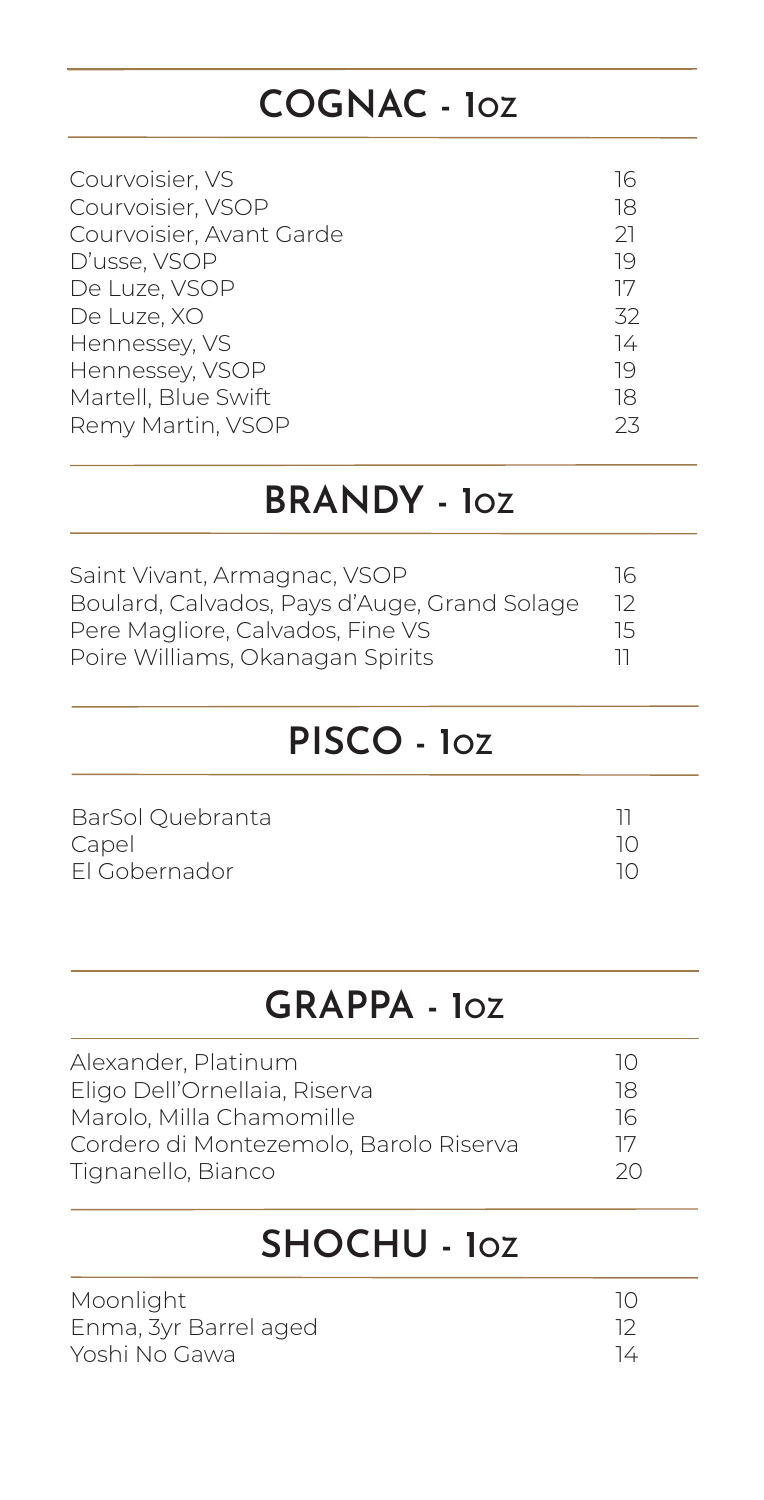## COGNAC - 1oz

| | |
|---|---|
| Courvoisier, VS | 16 |
| Courvoisier, VSOP | 18 |
| Courvoisier, Avant Garde | 21 |
| D'usse, VSOP | 19 |
| De Luze, VSOP | 17 |
| De Luze, XO | 32 |
| Hennessey, VS | 14 |
| Hennessey, VSOP | 19 |
| Martell, Blue Swift | 18 |
| Remy Martin, VSOP | 23 |

## BRANDY - 1oz

| | |
|---|---|
| Saint Vivant, Armagnac, VSOP | 16 |
| Boulard, Calvados, Pays d'Auge, Grand Solage | 12 |
| Pere Magliore, Calvados, Fine VS | 15 |
| Poire Williams, Okanagan Spirits | 11 |

## PISCO - 1oz

| | |
|---|---|
| BarSol Quebranta | 11 |
| Capel | 10 |
| El Gobernador | 10 |

## GRAPPA - 1oz

| | |
|---|---|
| Alexander, Platinum | 10 |
| Eligo Dell'Ornellaia, Riserva | 18 |
| Marolo, Milla Chamomille | 16 |
| Cordero di Montezemolo, Barolo Riserva | 17 |
| Tignanello, Bianco | 20 |

## SHOCHU - 1oz

| | |
|---|---|
| Moonlight | 10 |
| Enma, 3yr Barrel aged | 12 |
| Yoshi No Gawa | 14 |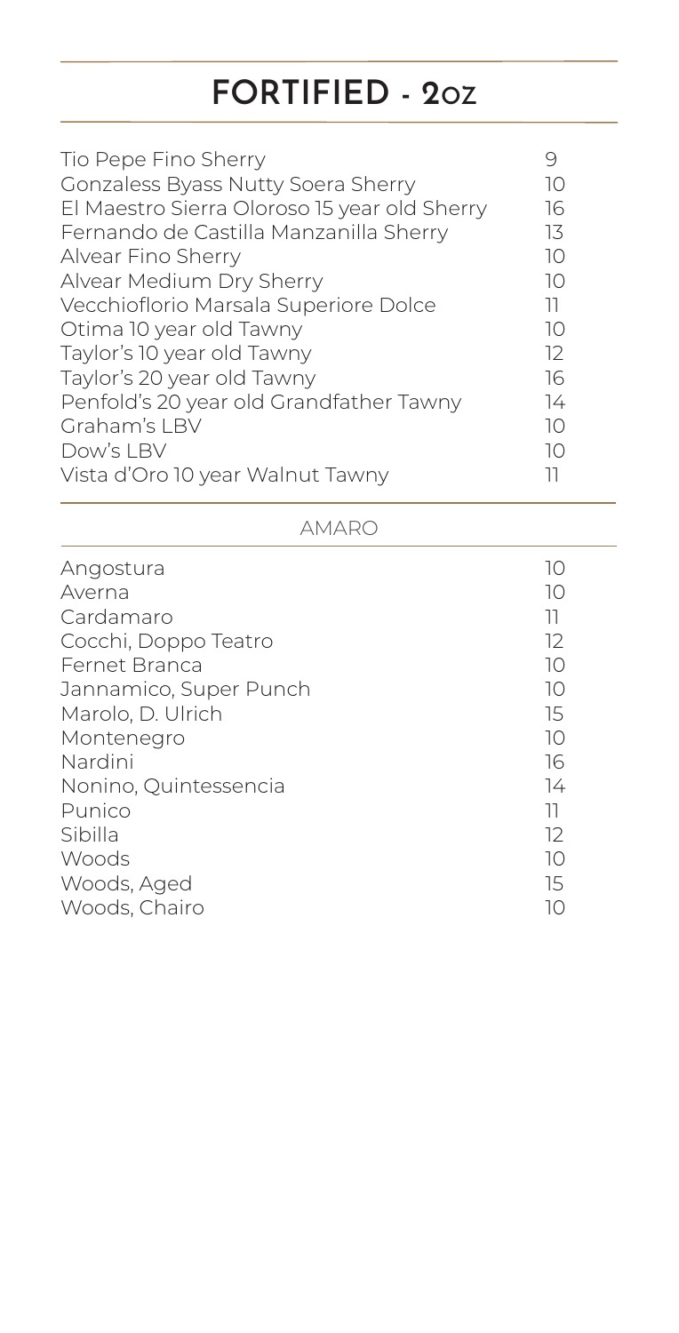# FORTIFIED - 2oz

| | |
|---|---|
| Tio Pepe Fino Sherry | 9 |
| Gonzaless Byass Nutty Soera Sherry | 10 |
| El Maestro Sierra Oloroso 15 year old Sherry | 16 |
| Fernando de Castilla Manzanilla Sherry | 13 |
| Alvear Fino Sherry | 10 |
| Alvear Medium Dry Sherry | 10 |
| Vecchioflorio Marsala Superiore Dolce | 11 |
| Otima 10 year old Tawny | 10 |
| Taylor's 10 year old Tawny | 12 |
| Taylor's 20 year old Tawny | 16 |
| Penfold's 20 year old Grandfather Tawny | 14 |
| Graham's LBV | 10 |
| Dow's LBV | 10 |
| Vista d'Oro 10 year Walnut Tawny | 11 |

## AMARO

| | |
|---|---|
| Angostura | 10 |
| Averna | 10 |
| Cardamaro | 11 |
| Cocchi, Doppo Teatro | 12 |
| Fernet Branca | 10 |
| Jannamico, Super Punch | 10 |
| Marolo, D. Ulrich | 15 |
| Montenegro | 10 |
| Nardini | 16 |
| Nonino, Quintessencia | 14 |
| Punico | 11 |
| Sibilla | 12 |
| Woods | 10 |
| Woods, Aged | 15 |
| Woods, Chairo | 10 |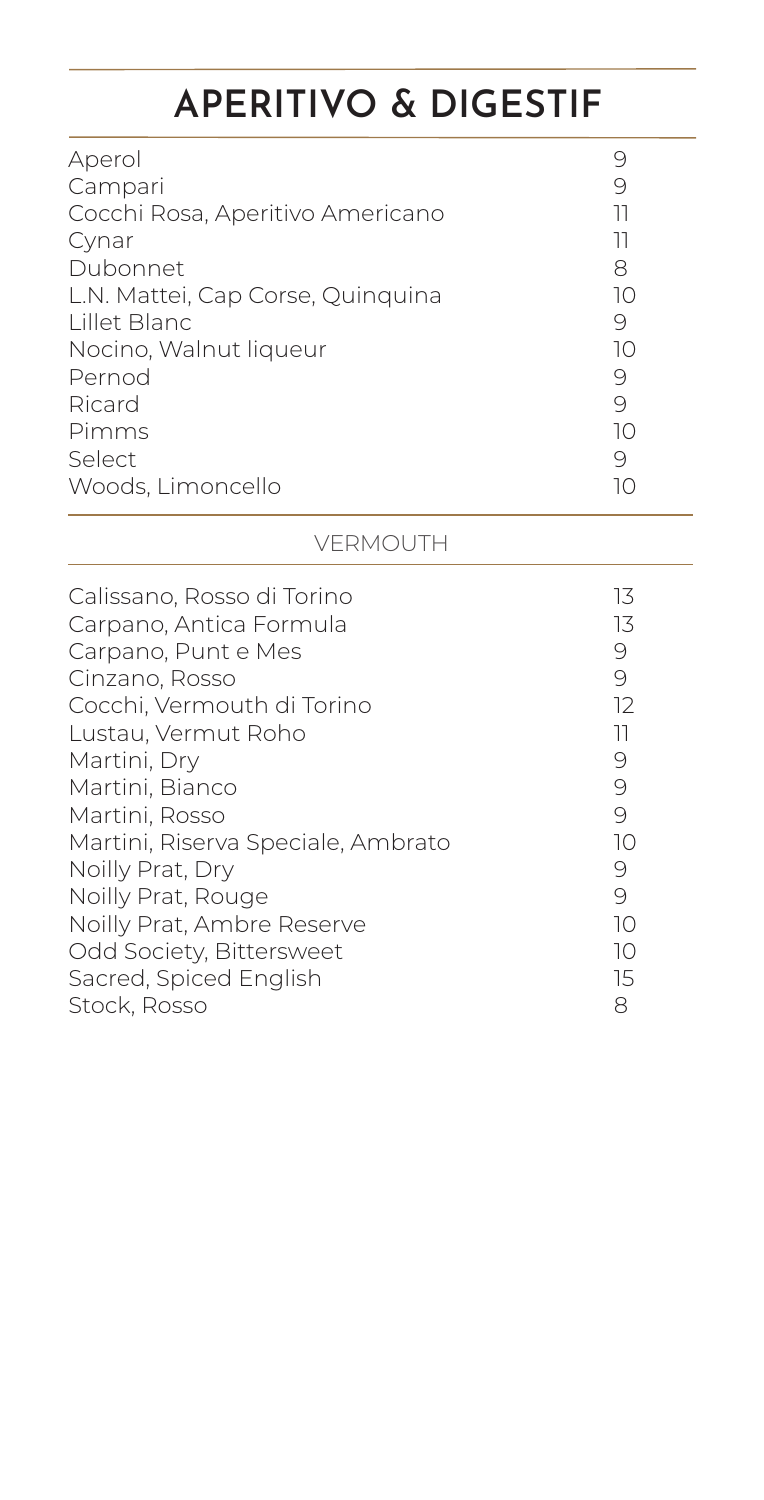# APERITIVO & DIGESTIF

| | |
|---|---|
| Aperol | 9 |
| Campari | 9 |
| Cocchi Rosa, Aperitivo Americano | 11 |
| Cynar | 11 |
| Dubonnet | 8 |
| L.N. Mattei, Cap Corse, Quinquina | 10 |
| Lillet Blanc | 9 |
| Nocino, Walnut liqueur | 10 |
| Pernod | 9 |
| Ricard | 9 |
| Pimms | 10 |
| Select | 9 |
| Woods, Limoncello | 10 |

## VERMOUTH

| | |
|---|---|
| Calissano, Rosso di Torino | 13 |
| Carpano, Antica Formula | 13 |
| Carpano, Punt e Mes | 9 |
| Cinzano, Rosso | 9 |
| Cocchi, Vermouth di Torino | 12 |
| Lustau, Vermut Roho | 11 |
| Martini, Dry | 9 |
| Martini, Bianco | 9 |
| Martini, Rosso | 9 |
| Martini, Riserva Speciale, Ambrato | 10 |
| Noilly Prat, Dry | 9 |
| Noilly Prat, Rouge | 9 |
| Noilly Prat, Ambre Reserve | 10 |
| Odd Society, Bittersweet | 10 |
| Sacred, Spiced English | 15 |
| Stock, Rosso | 8 |